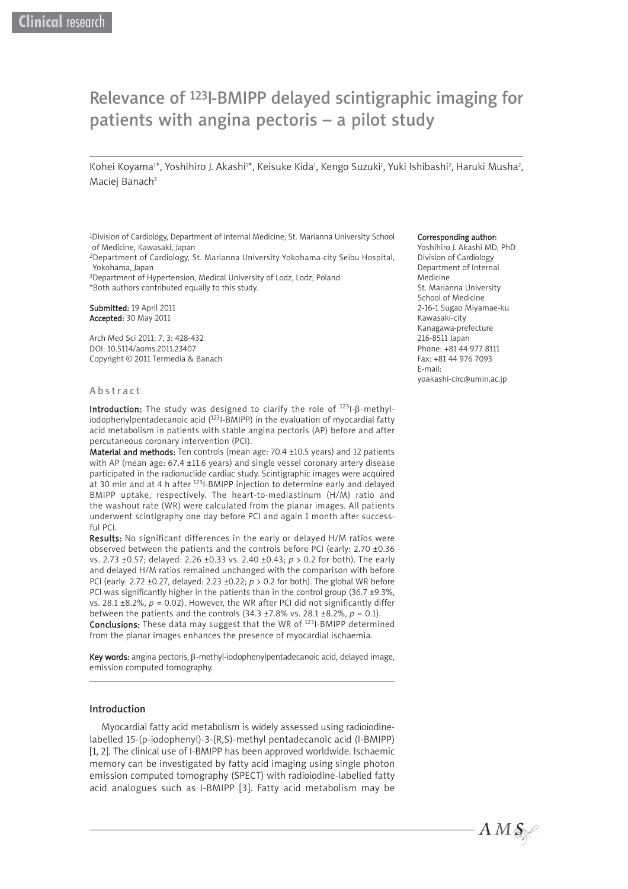Clinical research

# Relevance of $^{123}$I-BMIPP delayed scintigraphic imaging for patients with angina pectoris – a pilot study

Kohei Koyama[1]*, Yoshihiro J. Akashi[1]*, Keisuke Kida[1], Kengo Suzuki[1], Yuki Ishibashi[2], Haruki Musha[2], Maciej Banach[3]

[1]Division of Cardiology, Department of Internal Medicine, St. Marianna University School of Medicine, Kawasaki, Japan
[2]Department of Cardiology, St. Marianna University Yokohama-city Seibu Hospital, Yokohama, Japan
[3]Department of Hypertension, Medical University of Lodz, Lodz, Poland
*Both authors contributed equally to this study.

**Submitted:** 19 April 2011
**Accepted:** 30 May 2011

Arch Med Sci 2011; 7, 3: 428-432
DOI: 10.5114/aoms.2011.23407
Copyright © 2011 Termedia & Banach

**Corresponding author:**
Yoshihiro J. Akashi MD, PhD
Division of Cardiology
Department of Internal Medicine
St. Marianna University
School of Medicine
2-16-1 Sugao Miyamae-ku
Kawasaki-city
Kanagawa-prefecture
216-8511 Japan
Phone: +81 44 977 8111
Fax: +81 44 976 7093
E-mail:
yoakashi-circ@umin.ac.jp

## Abstract

**Introduction:** The study was designed to clarify the role of $^{123}$I-β-methyl-iodophenylpentadecanoic acid ($^{123}$I-BMIPP) in the evaluation of myocardial fatty acid metabolism in patients with stable angina pectoris (AP) before and after percutaneous coronary intervention (PCI).

**Material and methods:** Ten controls (mean age: 70.4 ±10.5 years) and 12 patients with AP (mean age: 67.4 ±11.6 years) and single vessel coronary artery disease participated in the radionuclide cardiac study. Scintigraphic images were acquired at 30 min and at 4 h after $^{123}$I-BMIPP injection to determine early and delayed BMIPP uptake, respectively. The heart-to-mediastinum (H/M) ratio and the washout rate (WR) were calculated from the planar images. All patients underwent scintigraphy one day before PCI and again 1 month after successful PCI.

**Results:** No significant differences in the early or delayed H/M ratios were observed between the patients and the controls before PCI (early: 2.70 ±0.36 vs. 2.73 ±0.57; delayed: 2.26 ±0.33 vs. 2.40 ±0.43; $p > 0.2$ for both). The early and delayed H/M ratios remained unchanged with the comparison with before PCI (early: 2.72 ±0.27, delayed: 2.23 ±0.22; $p > 0.2$ for both). The global WR before PCI was significantly higher in the patients than in the control group (36.7 ±9.3%, vs. 28.1 ±8.2%, $p = 0.02$). However, the WR after PCI did not significantly differ between the patients and the controls (34.3 ±7.8% vs. 28.1 ±8.2%, $p = 0.1$).

**Conclusions:** These data may suggest that the WR of $^{123}$I-BMIPP determined from the planar images enhances the presence of myocardial ischaemia.

**Key words:** angina pectoris, β-methyl-iodophenylpentadecanoic acid, delayed image, emission computed tomography.

## Introduction

Myocardial fatty acid metabolism is widely assessed using radioiodine-labelled 15-(p-iodophenyl)-3-(R,S)-methyl pentadecanoic acid (I-BMIPP) [1, 2]. The clinical use of I-BMIPP has been approved worldwide. Ischaemic memory can be investigated by fatty acid imaging using single photon emission computed tomography (SPECT) with radioiodine-labelled fatty acid analogues such as I-BMIPP [3]. Fatty acid metabolism may be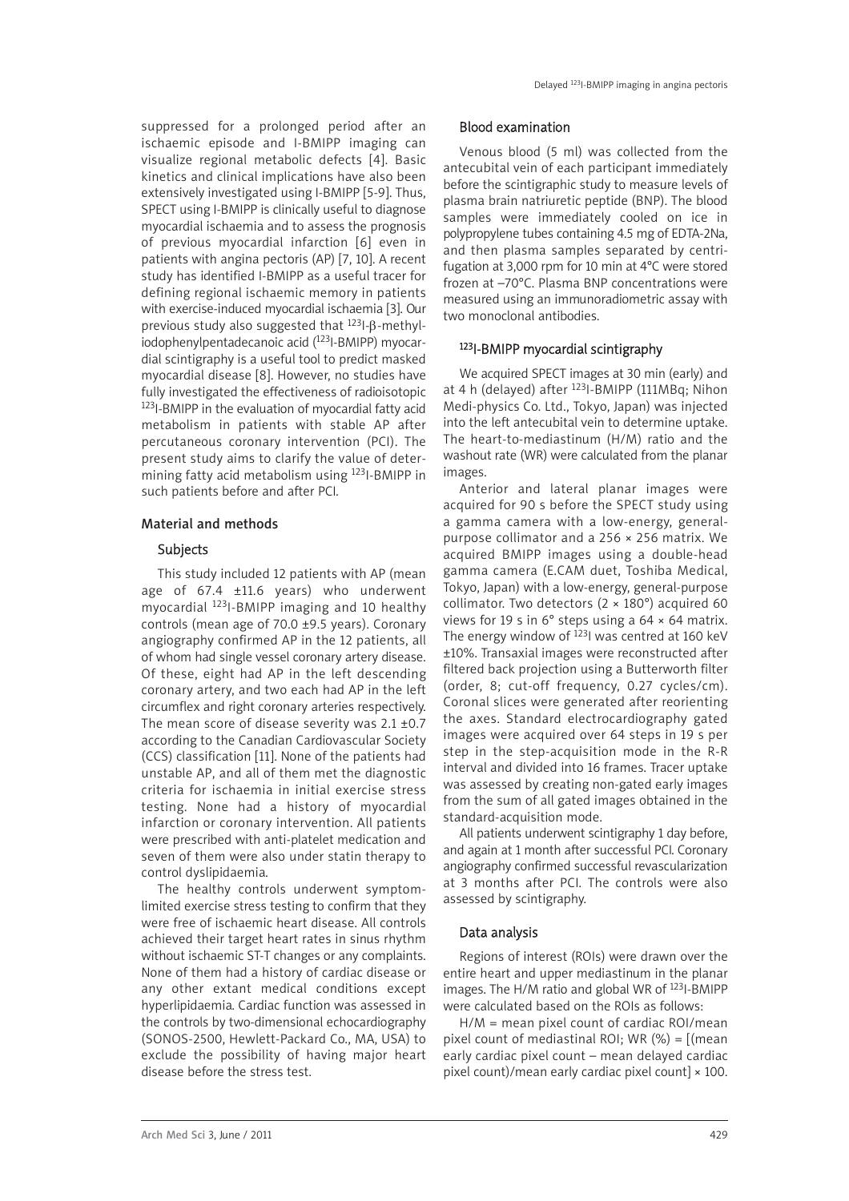suppressed for a prolonged period after an ischaemic episode and I-BMIPP imaging can visualize regional metabolic defects [4]. Basic kinetics and clinical implications have also been extensively investigated using I-BMIPP [5-9]. Thus, SPECT using I-BMIPP is clinically useful to diagnose myocardial ischaemia and to assess the prognosis of previous myocardial infarction [6] even in patients with angina pectoris (AP) [7, 10]. A recent study has identified I-BMIPP as a useful tracer for defining regional ischaemic memory in patients with exercise-induced myocardial ischaemia [3]. Our previous study also suggested that $^{123}$I-β-methyl-iodophenylpentadecanoic acid ($^{123}$I-BMIPP) myocardial scintigraphy is a useful tool to predict masked myocardial disease [8]. However, no studies have fully investigated the effectiveness of radioisotopic $^{123}$I-BMIPP in the evaluation of myocardial fatty acid metabolism in patients with stable AP after percutaneous coronary intervention (PCI). The present study aims to clarify the value of determining fatty acid metabolism using $^{123}$I-BMIPP in such patients before and after PCI.

## Material and methods

### Subjects

This study included 12 patients with AP (mean age of 67.4 ±11.6 years) who underwent myocardial $^{123}$I-BMIPP imaging and 10 healthy controls (mean age of 70.0 ±9.5 years). Coronary angiography confirmed AP in the 12 patients, all of whom had single vessel coronary artery disease. Of these, eight had AP in the left descending coronary artery, and two each had AP in the left circumflex and right coronary arteries respectively. The mean score of disease severity was 2.1 ±0.7 according to the Canadian Cardiovascular Society (CCS) classification [11]. None of the patients had unstable AP, and all of them met the diagnostic criteria for ischaemia in initial exercise stress testing. None had a history of myocardial infarction or coronary intervention. All patients were prescribed with anti-platelet medication and seven of them were also under statin therapy to control dyslipidaemia.

The healthy controls underwent symptom-limited exercise stress testing to confirm that they were free of ischaemic heart disease. All controls achieved their target heart rates in sinus rhythm without ischaemic ST-T changes or any complaints. None of them had a history of cardiac disease or any other extant medical conditions except hyperlipidaemia. Cardiac function was assessed in the controls by two-dimensional echocardiography (SONOS-2500, Hewlett-Packard Co., MA, USA) to exclude the possibility of having major heart disease before the stress test.

### Blood examination

Venous blood (5 ml) was collected from the antecubital vein of each participant immediately before the scintigraphic study to measure levels of plasma brain natriuretic peptide (BNP). The blood samples were immediately cooled on ice in polypropylene tubes containing 4.5 mg of EDTA-2Na, and then plasma samples separated by centrifugation at 3,000 rpm for 10 min at 4°C were stored frozen at –70°C. Plasma BNP concentrations were measured using an immunoradiometric assay with two monoclonal antibodies.

### $^{123}$I-BMIPP myocardial scintigraphy

We acquired SPECT images at 30 min (early) and at 4 h (delayed) after $^{123}$I-BMIPP (111MBq; Nihon Medi-physics Co. Ltd., Tokyo, Japan) was injected into the left antecubital vein to determine uptake. The heart-to-mediastinum (H/M) ratio and the washout rate (WR) were calculated from the planar images.

Anterior and lateral planar images were acquired for 90 s before the SPECT study using a gamma camera with a low-energy, general-purpose collimator and a 256 × 256 matrix. We acquired BMIPP images using a double-head gamma camera (E.CAM duet, Toshiba Medical, Tokyo, Japan) with a low-energy, general-purpose collimator. Two detectors (2 × 180°) acquired 60 views for 19 s in 6° steps using a 64 × 64 matrix. The energy window of $^{123}$I was centred at 160 keV ±10%. Transaxial images were reconstructed after filtered back projection using a Butterworth filter (order, 8; cut-off frequency, 0.27 cycles/cm). Coronal slices were generated after reorienting the axes. Standard electrocardiography gated images were acquired over 64 steps in 19 s per step in the step-acquisition mode in the R-R interval and divided into 16 frames. Tracer uptake was assessed by creating non-gated early images from the sum of all gated images obtained in the standard-acquisition mode.

All patients underwent scintigraphy 1 day before, and again at 1 month after successful PCI. Coronary angiography confirmed successful revascularization at 3 months after PCI. The controls were also assessed by scintigraphy.

### Data analysis

Regions of interest (ROIs) were drawn over the entire heart and upper mediastinum in the planar images. The H/M ratio and global WR of $^{123}$I-BMIPP were calculated based on the ROIs as follows:

H/M = mean pixel count of cardiac ROI/mean pixel count of mediastinal ROI; WR (%) = [(mean early cardiac pixel count – mean delayed cardiac pixel count)/mean early cardiac pixel count] × 100.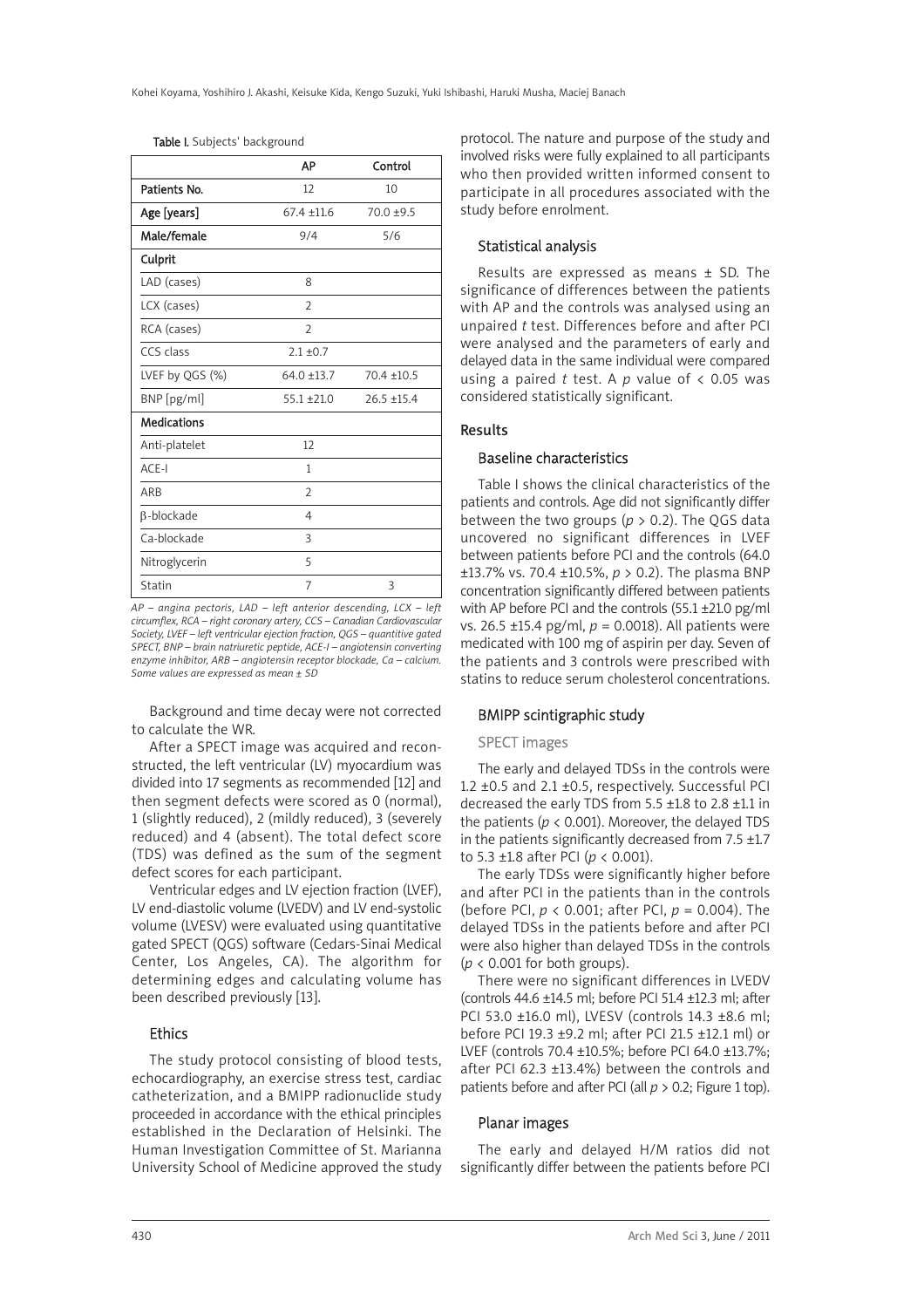Table I. Subjects' background

| | AP | Control |
|---|---|---|
| **Patients No.** | 12 | 10 |
| **Age [years]** | 67.4 ±11.6 | 70.0 ±9.5 |
| **Male/female** | 9/4 | 5/6 |
| **Culprit** | | |
| LAD (cases) | 8 | |
| LCX (cases) | 2 | |
| RCA (cases) | 2 | |
| CCS class | 2.1 ±0.7 | |
| LVEF by QGS (%) | 64.0 ±13.7 | 70.4 ±10.5 |
| BNP [pg/ml] | 55.1 ±21.0 | 26.5 ±15.4 |
| **Medications** | | |
| Anti-platelet | 12 | |
| ACE-I | 1 | |
| ARB | 2 | |
| β-blockade | 4 | |
| Ca-blockade | 3 | |
| Nitroglycerin | 5 | |
| Statin | 7 | 3 |

*AP – angina pectoris, LAD – left anterior descending, LCX – left circumflex, RCA – right coronary artery, CCS – Canadian Cardiovascular Society, LVEF – left ventricular ejection fraction, QGS – quantitive gated SPECT, BNP – brain natriuretic peptide, ACE-I – angiotensin converting enzyme inhibitor, ARB – angiotensin receptor blockade, Ca – calcium. Some values are expressed as mean ± SD*

Background and time decay were not corrected to calculate the WR.

After a SPECT image was acquired and reconstructed, the left ventricular (LV) myocardium was divided into 17 segments as recommended [12] and then segment defects were scored as 0 (normal), 1 (slightly reduced), 2 (mildly reduced), 3 (severely reduced) and 4 (absent). The total defect score (TDS) was defined as the sum of the segment defect scores for each participant.

Ventricular edges and LV ejection fraction (LVEF), LV end-diastolic volume (LVEDV) and LV end-systolic volume (LVESV) were evaluated using quantitative gated SPECT (QGS) software (Cedars-Sinai Medical Center, Los Angeles, CA). The algorithm for determining edges and calculating volume has been described previously [13].

### Ethics

The study protocol consisting of blood tests, echocardiography, an exercise stress test, cardiac catheterization, and a BMIPP radionuclide study proceeded in accordance with the ethical principles established in the Declaration of Helsinki. The Human Investigation Committee of St. Marianna University School of Medicine approved the study protocol. The nature and purpose of the study and involved risks were fully explained to all participants who then provided written informed consent to participate in all procedures associated with the study before enrolment.

### Statistical analysis

Results are expressed as means ± SD. The significance of differences between the patients with AP and the controls was analysed using an unpaired *t* test. Differences before and after PCI were analysed and the parameters of early and delayed data in the same individual were compared using a paired *t* test. A $p$ value of $< 0.05$ was considered statistically significant.

## Results

### Baseline characteristics

Table I shows the clinical characteristics of the patients and controls. Age did not significantly differ between the two groups ($p > 0.2$). The QGS data uncovered no significant differences in LVEF between patients before PCI and the controls (64.0 ±13.7% vs. 70.4 ±10.5%, $p > 0.2$). The plasma BNP concentration significantly differed between patients with AP before PCI and the controls (55.1 ±21.0 pg/ml vs. 26.5 ±15.4 pg/ml, $p = 0.0018$). All patients were medicated with 100 mg of aspirin per day. Seven of the patients and 3 controls were prescribed with statins to reduce serum cholesterol concentrations.

### BMIPP scintigraphic study

#### SPECT images

The early and delayed TDSs in the controls were 1.2 ±0.5 and 2.1 ±0.5, respectively. Successful PCI decreased the early TDS from 5.5 ±1.8 to 2.8 ±1.1 in the patients ($p < 0.001$). Moreover, the delayed TDS in the patients significantly decreased from 7.5 ±1.7 to 5.3 ±1.8 after PCI ($p < 0.001$).

The early TDSs were significantly higher before and after PCI in the patients than in the controls (before PCI, $p < 0.001$; after PCI, $p = 0.004$). The delayed TDSs in the patients before and after PCI were also higher than delayed TDSs in the controls ($p < 0.001$ for both groups).

There were no significant differences in LVEDV (controls 44.6 ±14.5 ml; before PCI 51.4 ±12.3 ml; after PCI 53.0 ±16.0 ml), LVESV (controls 14.3 ±8.6 ml; before PCI 19.3 ±9.2 ml; after PCI 21.5 ±12.1 ml) or LVEF (controls 70.4 ±10.5%; before PCI 64.0 ±13.7%; after PCI 62.3 ±13.4%) between the controls and patients before and after PCI (all $p > 0.2$; Figure 1 top).

#### Planar images

The early and delayed H/M ratios did not significantly differ between the patients before PCI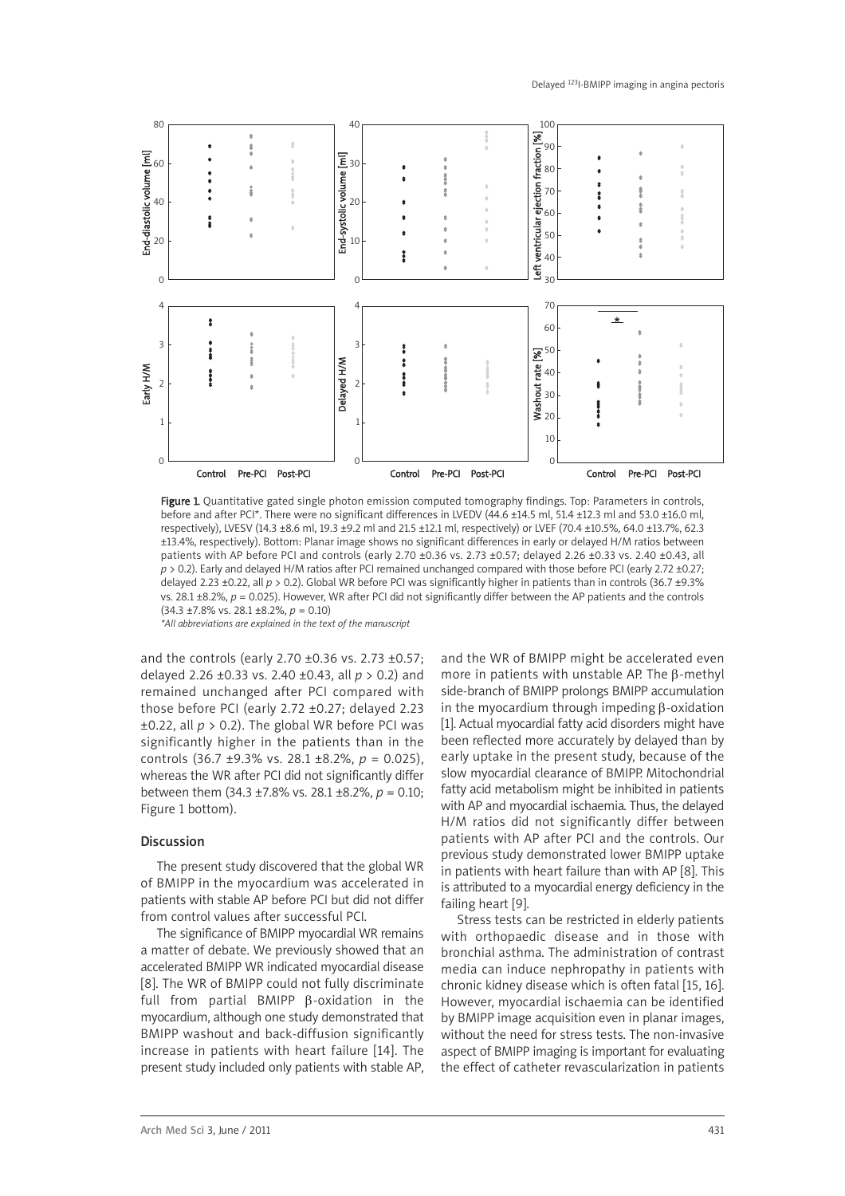Figure 1. Quantitative gated single photon emission computed tomography findings. Top: Parameters in controls, before and after PCI*. There were no significant differences in LVEDV (44.6 ±14.5 ml, 51.4 ±12.3 ml and 53.0 ±16.0 ml, respectively), LVESV (14.3 ±8.6 ml, 19.3 ±9.2 ml and 21.5 ±12.1 ml, respectively) or LVEF (70.4 ±10.5%, 64.0 ±13.7%, 62.3 ±13.4%, respectively). Bottom: Planar image shows no significant differences in early or delayed H/M ratios between patients with AP before PCI and controls (early 2.70 ±0.36 vs. 2.73 ±0.57; delayed 2.26 ±0.33 vs. 2.40 ±0.43, all $p > 0.2$). Early and delayed H/M ratios after PCI remained unchanged compared with those before PCI (early 2.72 ±0.27; delayed 2.23 ±0.22, all $p > 0.2$). Global WR before PCI was significantly higher in patients than in controls (36.7 ±9.3% vs. 28.1 ±8.2%, $p = 0.025$). However, WR after PCI did not significantly differ between the AP patients and the controls (34.3 ±7.8% vs. 28.1 ±8.2%, $p = 0.10$)

*\*All abbreviations are explained in the text of the manuscript*

and the controls (early 2.70 ±0.36 vs. 2.73 ±0.57; delayed 2.26 ±0.33 vs. 2.40 ±0.43, all $p > 0.2$) and remained unchanged after PCI compared with those before PCI (early 2.72 ±0.27; delayed 2.23 ±0.22, all $p > 0.2$). The global WR before PCI was significantly higher in the patients than in the controls (36.7 ±9.3% vs. 28.1 ±8.2%, $p = 0.025$), whereas the WR after PCI did not significantly differ between them (34.3 ±7.8% vs. 28.1 ±8.2%, $p = 0.10$; Figure 1 bottom).

## Discussion

The present study discovered that the global WR of BMIPP in the myocardium was accelerated in patients with stable AP before PCI but did not differ from control values after successful PCI.

The significance of BMIPP myocardial WR remains a matter of debate. We previously showed that an accelerated BMIPP WR indicated myocardial disease [8]. The WR of BMIPP could not fully discriminate full from partial BMIPP β-oxidation in the myocardium, although one study demonstrated that BMIPP washout and back-diffusion significantly increase in patients with heart failure [14]. The present study included only patients with stable AP, and the WR of BMIPP might be accelerated even more in patients with unstable AP. The β-methyl side-branch of BMIPP prolongs BMIPP accumulation in the myocardium through impeding β-oxidation [1]. Actual myocardial fatty acid disorders might have been reflected more accurately by delayed than by early uptake in the present study, because of the slow myocardial clearance of BMIPP. Mitochondrial fatty acid metabolism might be inhibited in patients with AP and myocardial ischaemia. Thus, the delayed H/M ratios did not significantly differ between patients with AP after PCI and the controls. Our previous study demonstrated lower BMIPP uptake in patients with heart failure than with AP [8]. This is attributed to a myocardial energy deficiency in the failing heart [9].

Stress tests can be restricted in elderly patients with orthopaedic disease and in those with bronchial asthma. The administration of contrast media can induce nephropathy in patients with chronic kidney disease which is often fatal [15, 16]. However, myocardial ischaemia can be identified by BMIPP image acquisition even in planar images, without the need for stress tests. The non-invasive aspect of BMIPP imaging is important for evaluating the effect of catheter revascularization in patients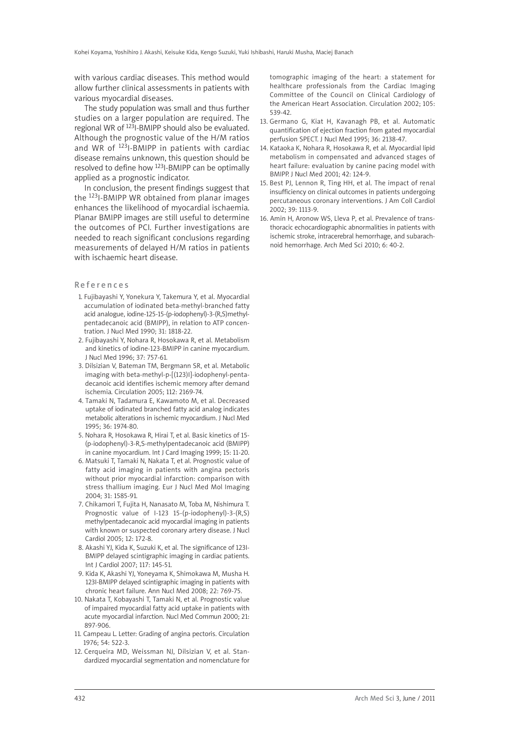with various cardiac diseases. This method would allow further clinical assessments in patients with various myocardial diseases.

The study population was small and thus further studies on a larger population are required. The regional WR of $^{123}$I-BMIPP should also be evaluated. Although the prognostic value of the H/M ratios and WR of $^{123}$I-BMIPP in patients with cardiac disease remains unknown, this question should be resolved to define how $^{123}$I-BMIPP can be optimally applied as a prognostic indicator.

In conclusion, the present findings suggest that the $^{123}$I-BMIPP WR obtained from planar images enhances the likelihood of myocardial ischaemia. Planar BMIPP images are still useful to determine the outcomes of PCI. Further investigations are needed to reach significant conclusions regarding measurements of delayed H/M ratios in patients with ischaemic heart disease.

## References

1. Fujibayashi Y, Yonekura Y, Takemura Y, et al. Myocardial accumulation of iodinated beta-methyl-branched fatty acid analogue, iodine-125-15-(p-iodophenyl)-3-(R,S)methylpentadecanoic acid (BMIPP), in relation to ATP concentration. J Nucl Med 1990; 31: 1818-22.
2. Fujibayashi Y, Nohara R, Hosokawa R, et al. Metabolism and kinetics of iodine-123-BMIPP in canine myocardium. J Nucl Med 1996; 37: 757-61.
3. Dilsizian V, Bateman TM, Bergmann SR, et al. Metabolic imaging with beta-methyl-p-[(123)I]-iodophenyl-pentadecanoic acid identifies ischemic memory after demand ischemia. Circulation 2005; 112: 2169-74.
4. Tamaki N, Tadamura E, Kawamoto M, et al. Decreased uptake of iodinated branched fatty acid analog indicates metabolic alterations in ischemic myocardium. J Nucl Med 1995; 36: 1974-80.
5. Nohara R, Hosokawa R, Hirai T, et al. Basic kinetics of 15-(p-iodophenyl)-3-R,S-methylpentadecanoic acid (BMIPP) in canine myocardium. Int J Card Imaging 1999; 15: 11-20.
6. Matsuki T, Tamaki N, Nakata T, et al. Prognostic value of fatty acid imaging in patients with angina pectoris without prior myocardial infarction: comparison with stress thallium imaging. Eur J Nucl Med Mol Imaging 2004; 31: 1585-91.
7. Chikamori T, Fujita H, Nanasato M, Toba M, Nishimura T. Prognostic value of I-123 15-(p-iodophenyl)-3-(R,S) methylpentadecanoic acid myocardial imaging in patients with known or suspected coronary artery disease. J Nucl Cardiol 2005; 12: 172-8.
8. Akashi YJ, Kida K, Suzuki K, et al. The significance of 123I-BMIPP delayed scintigraphic imaging in cardiac patients. Int J Cardiol 2007; 117: 145-51.
9. Kida K, Akashi YJ, Yoneyama K, Shimokawa M, Musha H. 123I-BMIPP delayed scintigraphic imaging in patients with chronic heart failure. Ann Nucl Med 2008; 22: 769-75.
10. Nakata T, Kobayashi T, Tamaki N, et al. Prognostic value of impaired myocardial fatty acid uptake in patients with acute myocardial infarction. Nucl Med Commun 2000; 21: 897-906.
11. Campeau L. Letter: Grading of angina pectoris. Circulation 1976; 54: 522-3.
12. Cerqueira MD, Weissman NJ, Dilsizian V, et al. Standardized myocardial segmentation and nomenclature for tomographic imaging of the heart: a statement for healthcare professionals from the Cardiac Imaging Committee of the Council on Clinical Cardiology of the American Heart Association. Circulation 2002; 105: 539-42.
13. Germano G, Kiat H, Kavanagh PB, et al. Automatic quantification of ejection fraction from gated myocardial perfusion SPECT. J Nucl Med 1995; 36: 2138-47.
14. Kataoka K, Nohara R, Hosokawa R, et al. Myocardial lipid metabolism in compensated and advanced stages of heart failure: evaluation by canine pacing model with BMIPP. J Nucl Med 2001; 42: 124-9.
15. Best PJ, Lennon R, Ting HH, et al. The impact of renal insufficiency on clinical outcomes in patients undergoing percutaneous coronary interventions. J Am Coll Cardiol 2002; 39: 1113-9.
16. Amin H, Aronow WS, Lleva P, et al. Prevalence of transthoracic echocardiographic abnormalities in patients with ischemic stroke, intracerebral hemorrhage, and subarachnoid hemorrhage. Arch Med Sci 2010; 6: 40-2.